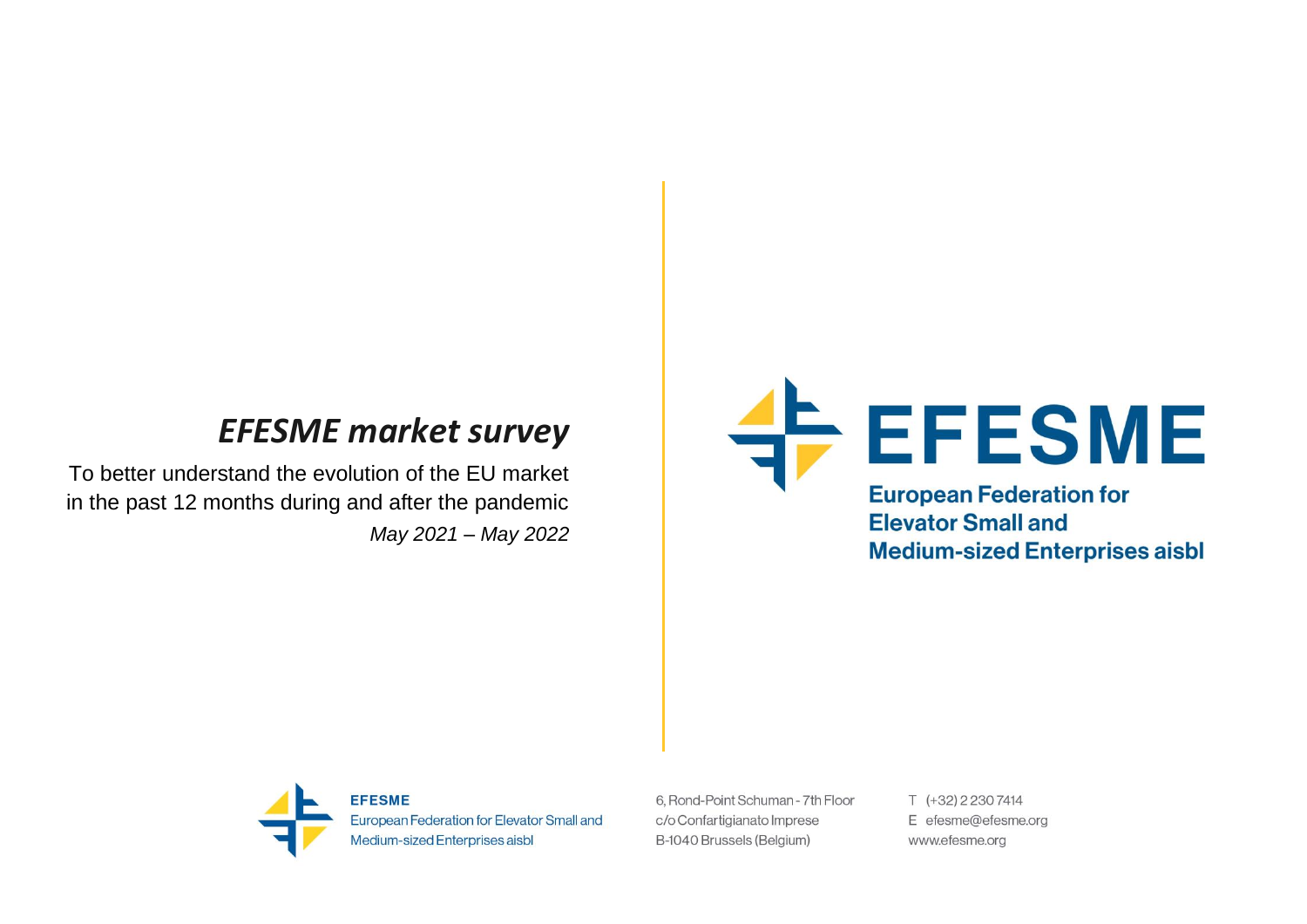# *EFESME market survey*

To better understand the evolution of the EU market in the past 12 months during and after the pandemic

*May 2021 – May 2022*

**EFESME**

**European Federation for Elevator Small and Medium-sized Enterprises aisbl**

**EFESME**
European Federation for Elevator Small and Medium-sized Enterprises aisbl

6, Rond-Point Schuman - 7th Floor
c/o Confartigianato Imprese
B-1040 Brussels (Belgium)

T (+32) 2 230 7414
E efesme@efesme.org
www.efesme.org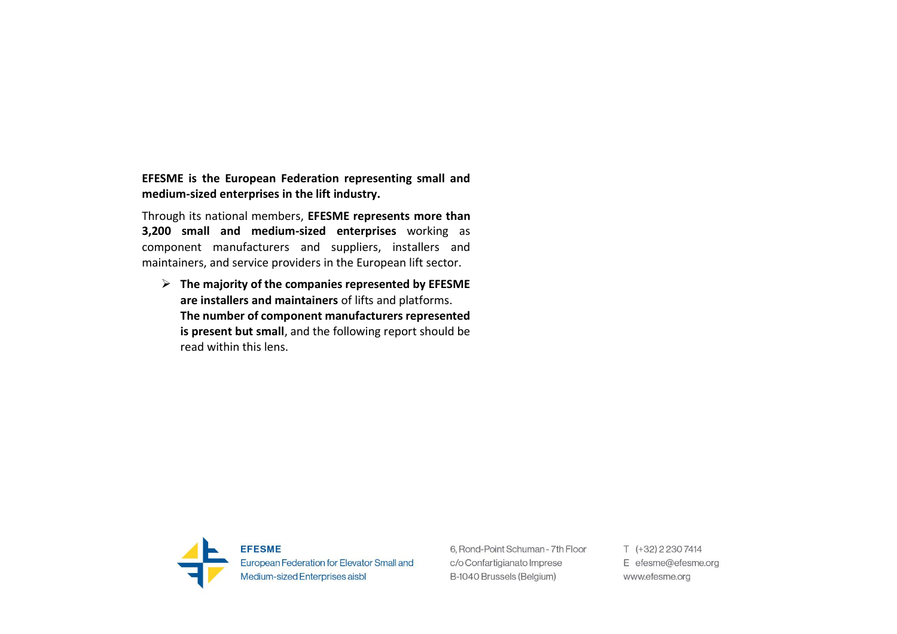**EFESME is the European Federation representing small and medium-sized enterprises in the lift industry.**

Through its national members, **EFESME represents more than 3,200 small and medium-sized enterprises** working as component manufacturers and suppliers, installers and maintainers, and service providers in the European lift sector.

- **The majority of the companies represented by EFESME are installers and maintainers** of lifts and platforms. **The number of component manufacturers represented is present but small**, and the following report should be read within this lens.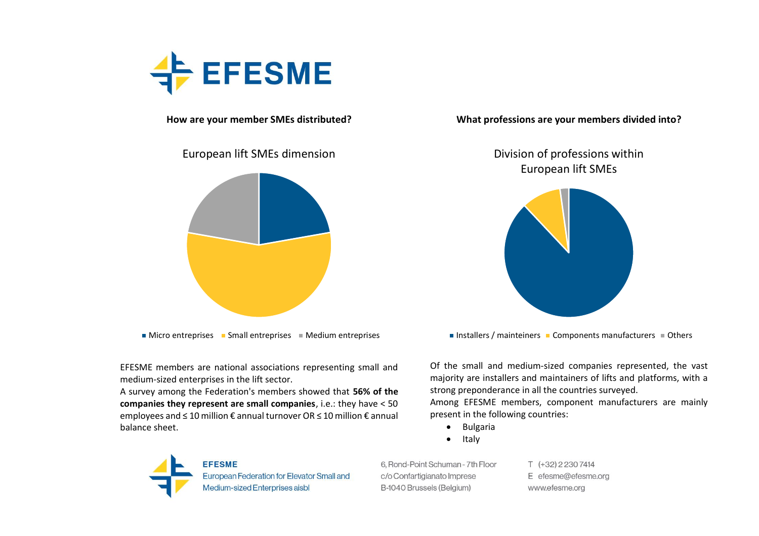**How are your member SMEs distributed?**

European lift SMEs dimension

Micro entreprises · Small entreprises · Medium entreprises

EFESME members are national associations representing small and medium-sized enterprises in the lift sector.

A survey among the Federation's members showed that **56% of the companies they represent are small companies**, i.e.: they have < 50 employees and ≤ 10 million € annual turnover OR ≤ 10 million € annual balance sheet.

**What professions are your members divided into?**

Division of professions within European lift SMEs

Installers / mainteiners · Components manufacturers · Others

Of the small and medium-sized companies represented, the vast majority are installers and maintainers of lifts and platforms, with a strong preponderance in all the countries surveyed.

Among EFESME members, component manufacturers are mainly present in the following countries:

- Bulgaria
- Italy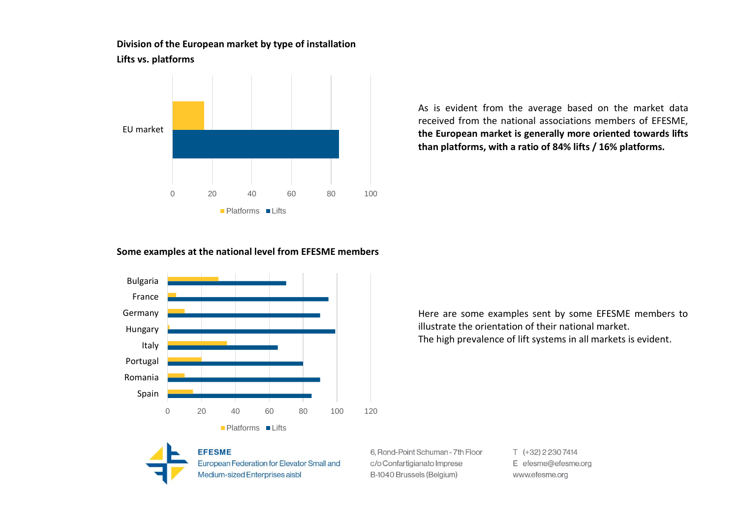**Division of the European market by type of installation**

**Lifts vs. platforms**

EU market

0 20 40 60 80 100

Platforms Lifts

As is evident from the average based on the market data received from the national associations members of EFESME, **the European market is generally more oriented towards lifts than platforms, with a ratio of 84% lifts / 16% platforms.**

**Some examples at the national level from EFESME members**

Bulgaria
France
Germany
Hungary
Italy
Portugal
Romania
Spain

0 20 40 60 80 100 120

Platforms Lifts

Here are some examples sent by some EFESME members to illustrate the orientation of their national market.
The high prevalence of lift systems in all markets is evident.

**EFESME**
European Federation for Elevator Small and Medium-sized Enterprises aisbl

6, Rond-Point Schuman - 7th Floor
c/o Confartigianato Imprese
B-1040 Brussels (Belgium)

T (+32) 2 230 7414
E efesme@efesme.org
www.efesme.org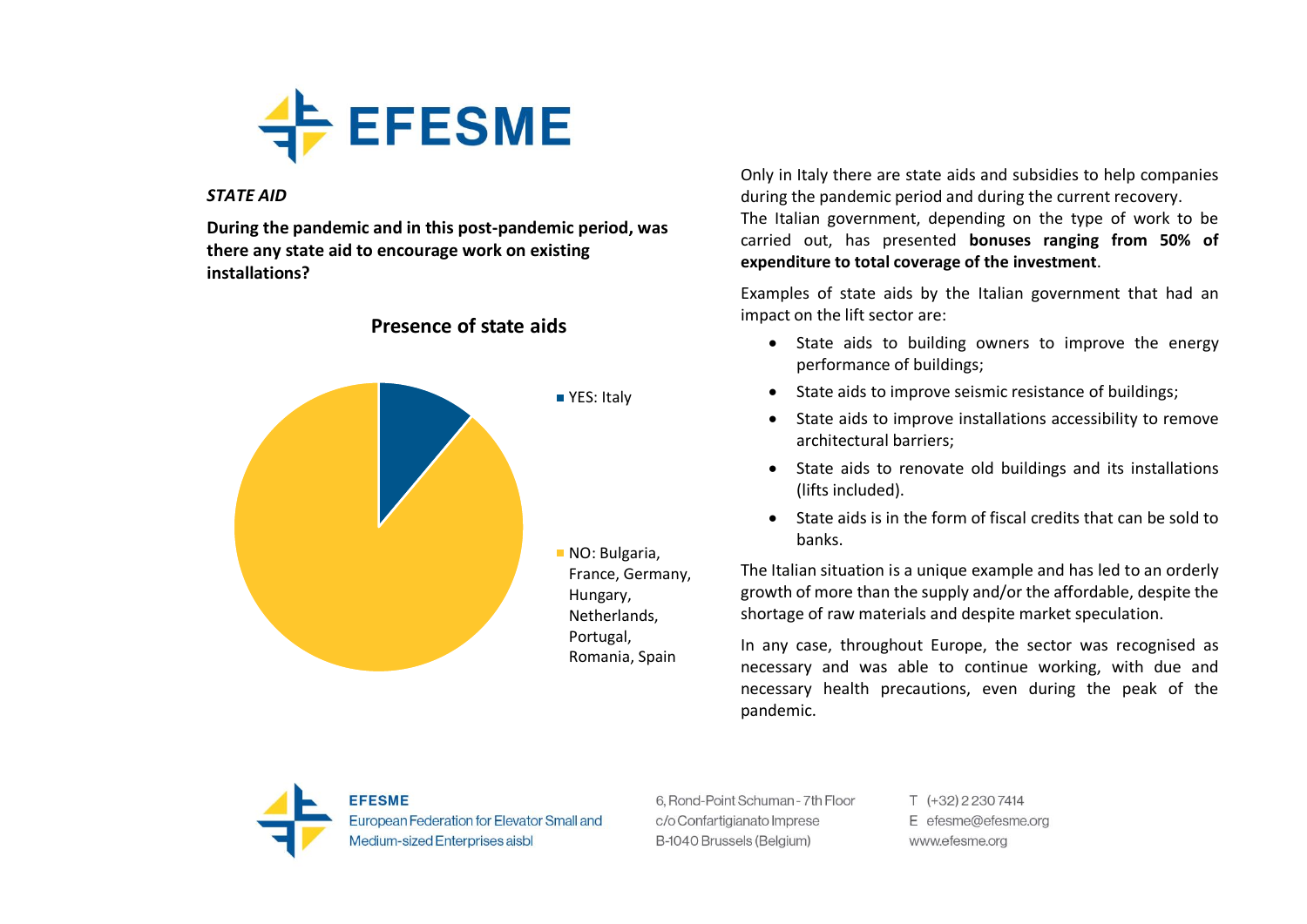*STATE AID*

**During the pandemic and in this post-pandemic period, was there any state aid to encourage work on existing installations?**

**Presence of state aids**

- YES: Italy
- NO: Bulgaria, France, Germany, Hungary, Netherlands, Portugal, Romania, Spain

Only in Italy there are state aids and subsidies to help companies during the pandemic period and during the current recovery. The Italian government, depending on the type of work to be carried out, has presented **bonuses ranging from 50% of expenditure to total coverage of the investment**.

Examples of state aids by the Italian government that had an impact on the lift sector are:

- State aids to building owners to improve the energy performance of buildings;
- State aids to improve seismic resistance of buildings;
- State aids to improve installations accessibility to remove architectural barriers;
- State aids to renovate old buildings and its installations (lifts included).
- State aids is in the form of fiscal credits that can be sold to banks.

The Italian situation is a unique example and has led to an orderly growth of more than the supply and/or the affordable, despite the shortage of raw materials and despite market speculation.

In any case, throughout Europe, the sector was recognised as necessary and was able to continue working, with due and necessary health precautions, even during the peak of the pandemic.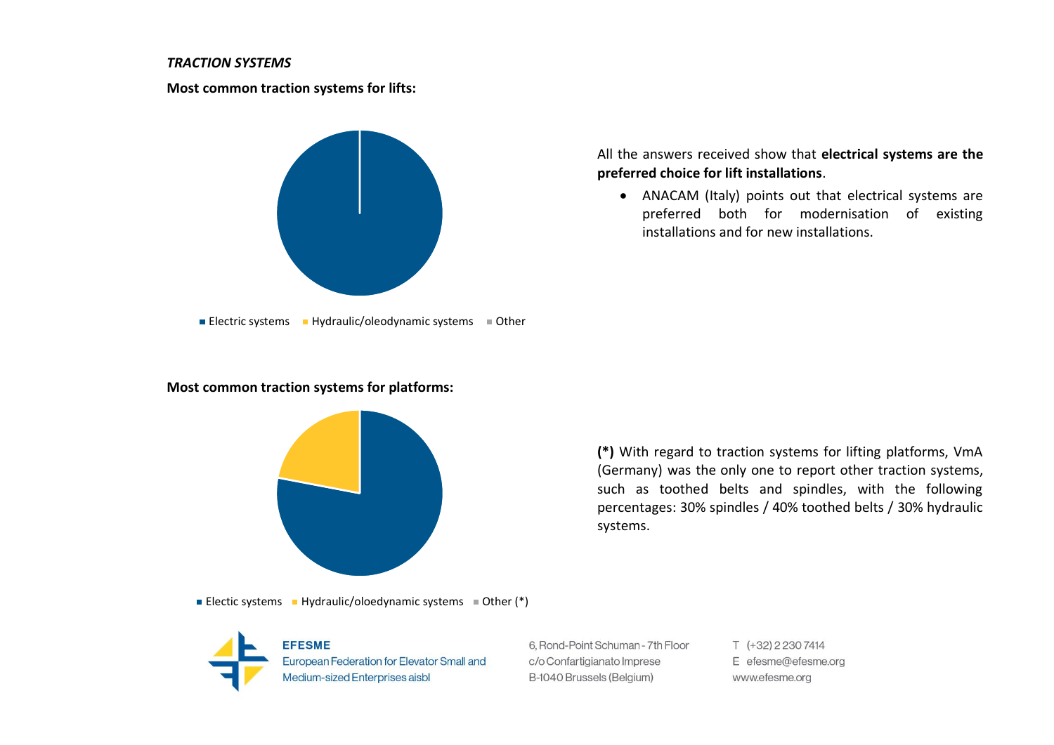*TRACTION SYSTEMS*

**Most common traction systems for lifts:**

Electric systems    Hydraulic/oleodynamic systems    Other

All the answers received show that **electrical systems are the preferred choice for lift installations**.

- ANACAM (Italy) points out that electrical systems are preferred both for modernisation of existing installations and for new installations.

**Most common traction systems for platforms:**

Electic systems    Hydraulic/oloedynamic systems    Other (*)

**(*)** With regard to traction systems for lifting platforms, VmA (Germany) was the only one to report other traction systems, such as toothed belts and spindles, with the following percentages: 30% spindles / 40% toothed belts / 30% hydraulic systems.